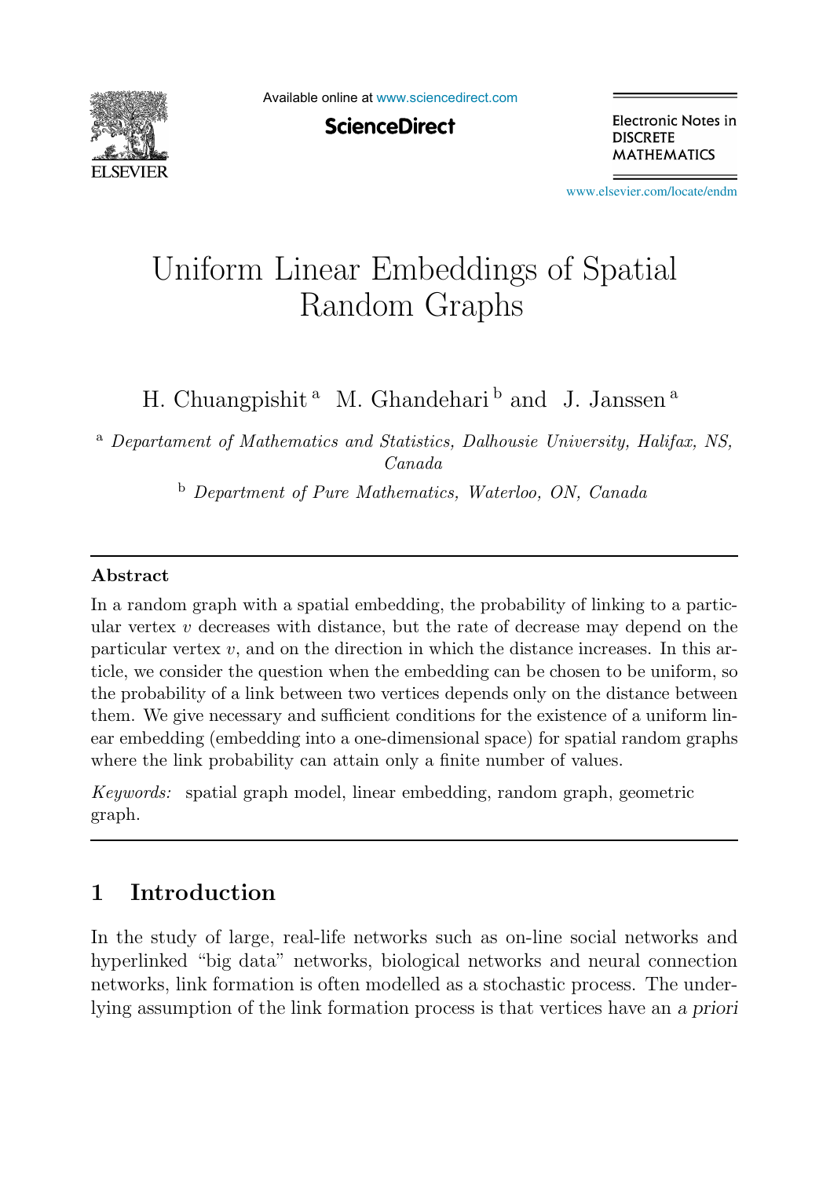# Uniform Linear Embeddings of Spatial Random Graphs

H. Chuangpishit [a] M. Ghandehari [b] and J. Janssen [a]

[a] *Departament of Mathematics and Statistics, Dalhousie University, Halifax, NS, Canada*

[b] *Department of Pure Mathematics, Waterloo, ON, Canada*

## Abstract

In a random graph with a spatial embedding, the probability of linking to a particular vertex $v$ decreases with distance, but the rate of decrease may depend on the particular vertex $v$, and on the direction in which the distance increases. In this article, we consider the question when the embedding can be chosen to be uniform, so the probability of a link between two vertices depends only on the distance between them. We give necessary and sufficient conditions for the existence of a uniform linear embedding (embedding into a one-dimensional space) for spatial random graphs where the link probability can attain only a finite number of values.

*Keywords:* spatial graph model, linear embedding, random graph, geometric graph.

## 1 Introduction

In the study of large, real-life networks such as on-line social networks and hyperlinked "big data" networks, biological networks and neural connection networks, link formation is often modelled as a stochastic process. The underlying assumption of the link formation process is that vertices have an *a priori*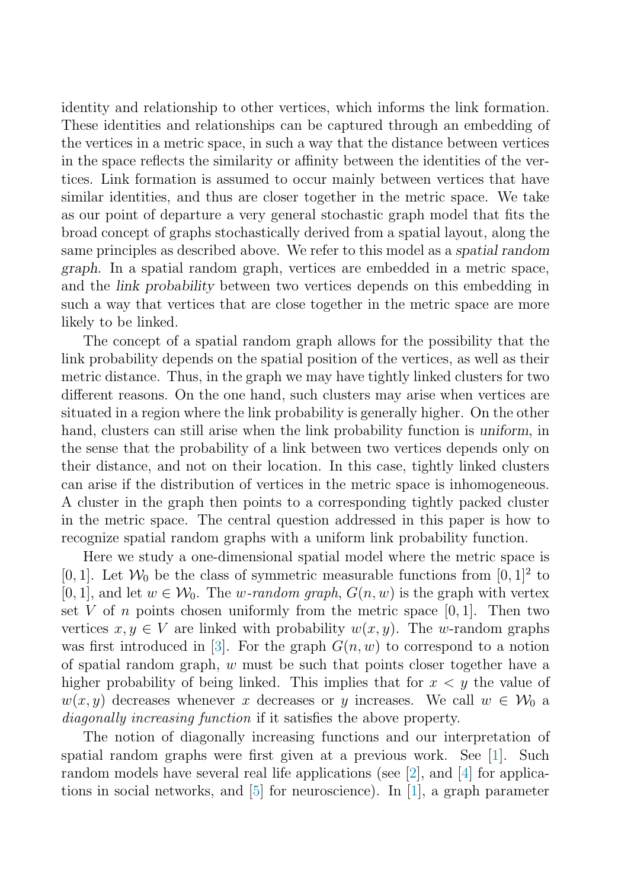identity and relationship to other vertices, which informs the link formation. These identities and relationships can be captured through an embedding of the vertices in a metric space, in such a way that the distance between vertices in the space reflects the similarity or affinity between the identities of the vertices. Link formation is assumed to occur mainly between vertices that have similar identities, and thus are closer together in the metric space. We take as our point of departure a very general stochastic graph model that fits the broad concept of graphs stochastically derived from a spatial layout, along the same principles as described above. We refer to this model as a *spatial random graph*. In a spatial random graph, vertices are embedded in a metric space, and the *link probability* between two vertices depends on this embedding in such a way that vertices that are close together in the metric space are more likely to be linked.

The concept of a spatial random graph allows for the possibility that the link probability depends on the spatial position of the vertices, as well as their metric distance. Thus, in the graph we may have tightly linked clusters for two different reasons. On the one hand, such clusters may arise when vertices are situated in a region where the link probability is generally higher. On the other hand, clusters can still arise when the link probability function is *uniform*, in the sense that the probability of a link between two vertices depends only on their distance, and not on their location. In this case, tightly linked clusters can arise if the distribution of vertices in the metric space is inhomogeneous. A cluster in the graph then points to a corresponding tightly packed cluster in the metric space. The central question addressed in this paper is how to recognize spatial random graphs with a uniform link probability function.

Here we study a one-dimensional spatial model where the metric space is $[0, 1]$. Let $\mathcal{W}_0$ be the class of symmetric measurable functions from $[0, 1]^2$ to $[0, 1]$, and let $w \in \mathcal{W}_0$. The *$w$-random graph*, $G(n, w)$ is the graph with vertex set $V$ of $n$ points chosen uniformly from the metric space $[0, 1]$. Then two vertices $x, y \in V$ are linked with probability $w(x, y)$. The $w$-random graphs was first introduced in [3]. For the graph $G(n, w)$ to correspond to a notion of spatial random graph, $w$ must be such that points closer together have a higher probability of being linked. This implies that for $x < y$ the value of $w(x, y)$ decreases whenever $x$ decreases or $y$ increases. We call $w \in \mathcal{W}_0$ a *diagonally increasing function* if it satisfies the above property.

The notion of diagonally increasing functions and our interpretation of spatial random graphs were first given at a previous work. See [1]. Such random models have several real life applications (see [2], and [4] for applications in social networks, and [5] for neuroscience). In [1], a graph parameter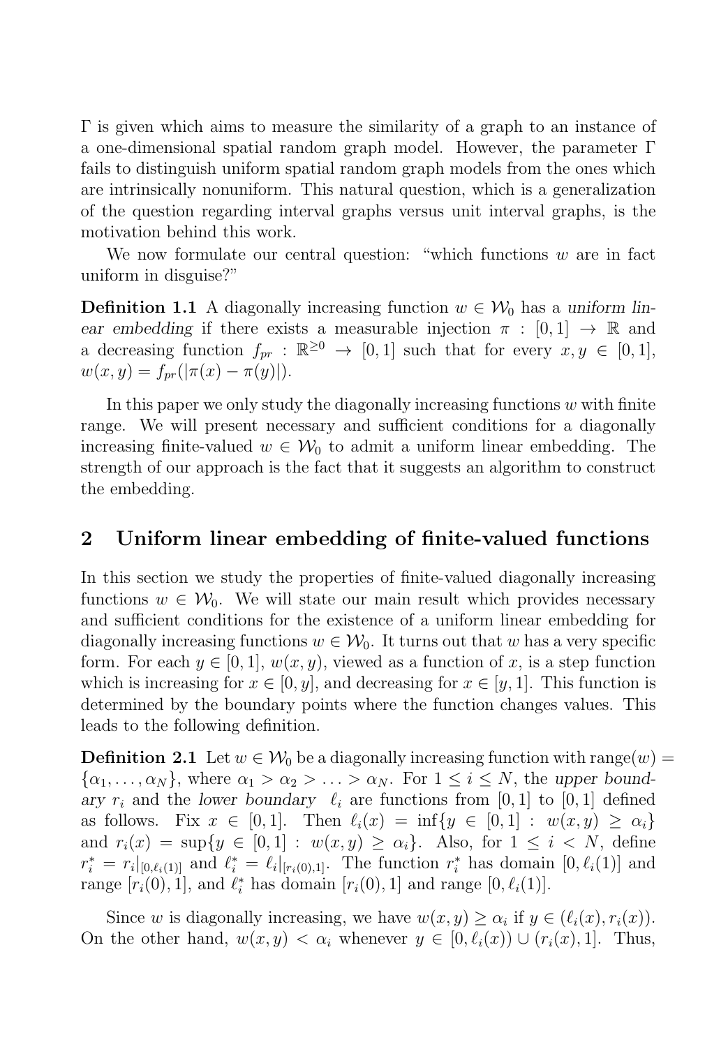$\Gamma$ is given which aims to measure the similarity of a graph to an instance of a one-dimensional spatial random graph model. However, the parameter $\Gamma$ fails to distinguish uniform spatial random graph models from the ones which are intrinsically nonuniform. This natural question, which is a generalization of the question regarding interval graphs versus unit interval graphs, is the motivation behind this work.

We now formulate our central question: "which functions $w$ are in fact uniform in disguise?"

**Definition 1.1** A diagonally increasing function $w \in \mathcal{W}_0$ has a *uniform linear embedding* if there exists a measurable injection $\pi : [0,1] \to \mathbb{R}$ and a decreasing function $f_{pr} : \mathbb{R}^{\geq 0} \to [0,1]$ such that for every $x, y \in [0,1]$, $w(x,y) = f_{pr}(|\pi(x) - \pi(y)|)$.

In this paper we only study the diagonally increasing functions $w$ with finite range. We will present necessary and sufficient conditions for a diagonally increasing finite-valued $w \in \mathcal{W}_0$ to admit a uniform linear embedding. The strength of our approach is the fact that it suggests an algorithm to construct the embedding.

## 2 Uniform linear embedding of finite-valued functions

In this section we study the properties of finite-valued diagonally increasing functions $w \in \mathcal{W}_0$. We will state our main result which provides necessary and sufficient conditions for the existence of a uniform linear embedding for diagonally increasing functions $w \in \mathcal{W}_0$. It turns out that $w$ has a very specific form. For each $y \in [0,1]$, $w(x,y)$, viewed as a function of $x$, is a step function which is increasing for $x \in [0,y]$, and decreasing for $x \in [y,1]$. This function is determined by the boundary points where the function changes values. This leads to the following definition.

**Definition 2.1** Let $w \in \mathcal{W}_0$ be a diagonally increasing function with $\text{range}(w) = \{\alpha_1, \ldots, \alpha_N\}$, where $\alpha_1 > \alpha_2 > \ldots > \alpha_N$. For $1 \leq i \leq N$, the *upper boundary* $r_i$ and the *lower boundary* $\ell_i$ are functions from $[0,1]$ to $[0,1]$ defined as follows. Fix $x \in [0,1]$. Then $\ell_i(x) = \inf\{y \in [0,1] : w(x,y) \geq \alpha_i\}$ and $r_i(x) = \sup\{y \in [0,1] : w(x,y) \geq \alpha_i\}$. Also, for $1 \leq i < N$, define $r_i^* = r_i|_{[0,\ell_i(1)]}$ and $\ell_i^* = \ell_i|_{[r_i(0),1]}$. The function $r_i^*$ has domain $[0, \ell_i(1)]$ and range $[r_i(0), 1]$, and $\ell_i^*$ has domain $[r_i(0), 1]$ and range $[0, \ell_i(1)]$.

Since $w$ is diagonally increasing, we have $w(x,y) \geq \alpha_i$ if $y \in (\ell_i(x), r_i(x))$. On the other hand, $w(x,y) < \alpha_i$ whenever $y \in [0, \ell_i(x)) \cup (r_i(x), 1]$. Thus,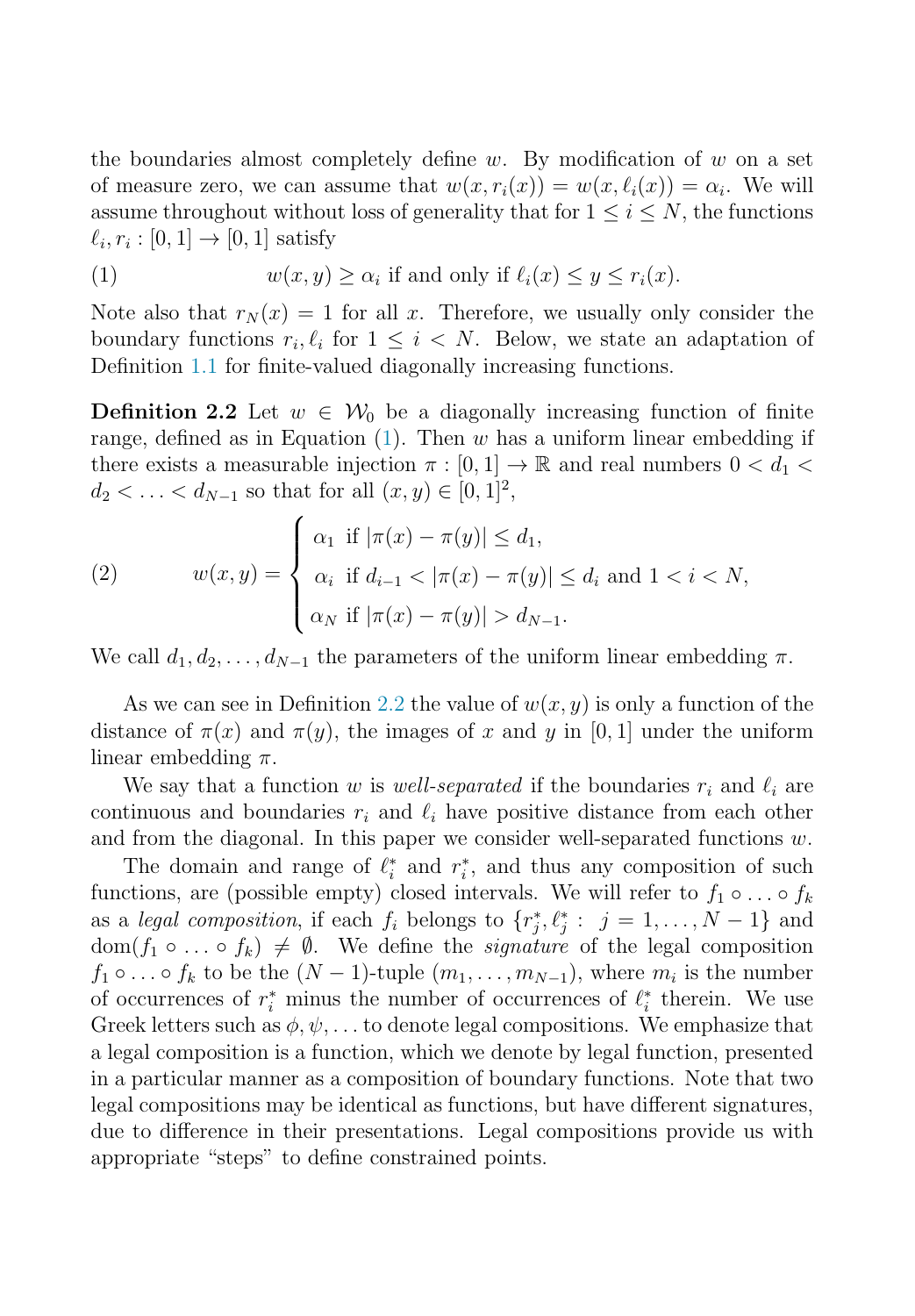the boundaries almost completely define $w$. By modification of $w$ on a set of measure zero, we can assume that $w(x, r_i(x)) = w(x, \ell_i(x)) = \alpha_i$. We will assume throughout without loss of generality that for $1 \leq i \leq N$, the functions $\ell_i, r_i : [0,1] \to [0,1]$ satisfy

$$w(x,y) \geq \alpha_i \text{ if and only if } \ell_i(x) \leq y \leq r_i(x). \tag{1}$$

Note also that $r_N(x) = 1$ for all $x$. Therefore, we usually only consider the boundary functions $r_i, \ell_i$ for $1 \leq i < N$. Below, we state an adaptation of Definition 1.1 for finite-valued diagonally increasing functions.

**Definition 2.2** Let $w \in \mathcal{W}_0$ be a diagonally increasing function of finite range, defined as in Equation (1). Then $w$ has a uniform linear embedding if there exists a measurable injection $\pi : [0,1] \to \mathbb{R}$ and real numbers $0 < d_1 < d_2 < \ldots < d_{N-1}$ so that for all $(x, y) \in [0,1]^2$,

$$w(x,y) = \begin{cases} \alpha_1 & \text{if } |\pi(x) - \pi(y)| \leq d_1, \\ \alpha_i & \text{if } d_{i-1} < |\pi(x) - \pi(y)| \leq d_i \text{ and } 1 < i < N, \\ \alpha_N & \text{if } |\pi(x) - \pi(y)| > d_{N-1}. \end{cases} \tag{2}$$

We call $d_1, d_2, \ldots, d_{N-1}$ the parameters of the uniform linear embedding $\pi$.

As we can see in Definition 2.2 the value of $w(x,y)$ is only a function of the distance of $\pi(x)$ and $\pi(y)$, the images of $x$ and $y$ in $[0,1]$ under the uniform linear embedding $\pi$.

We say that a function $w$ is *well-separated* if the boundaries $r_i$ and $\ell_i$ are continuous and boundaries $r_i$ and $\ell_i$ have positive distance from each other and from the diagonal. In this paper we consider well-separated functions $w$.

The domain and range of $\ell_i^*$ and $r_i^*$, and thus any composition of such functions, are (possible empty) closed intervals. We will refer to $f_1 \circ \ldots \circ f_k$ as a *legal composition*, if each $f_i$ belongs to $\{r_j^*, \ell_j^* : \ j = 1, \ldots, N-1\}$ and $\text{dom}(f_1 \circ \ldots \circ f_k) \neq \emptyset$. We define the *signature* of the legal composition $f_1 \circ \ldots \circ f_k$ to be the $(N-1)$-tuple $(m_1, \ldots, m_{N-1})$, where $m_i$ is the number of occurrences of $r_i^*$ minus the number of occurrences of $\ell_i^*$ therein. We use Greek letters such as $\phi, \psi, \ldots$ to denote legal compositions. We emphasize that a legal composition is a function, which we denote by legal function, presented in a particular manner as a composition of boundary functions. Note that two legal compositions may be identical as functions, but have different signatures, due to difference in their presentations. Legal compositions provide us with appropriate "steps" to define constrained points.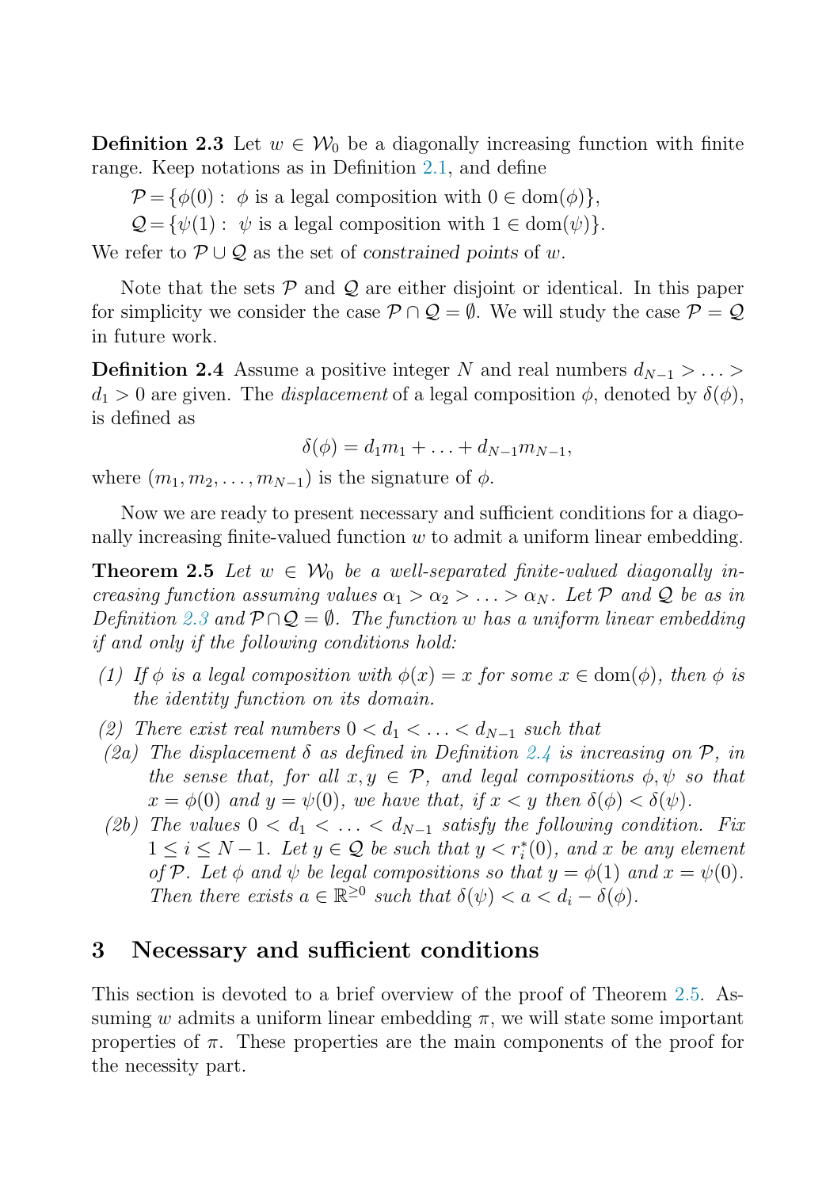**Definition 2.3** Let $w \in \mathcal{W}_0$ be a diagonally increasing function with finite range. Keep notations as in Definition 2.1, and define

$$\mathcal{P} = \{\phi(0) : \ \phi \text{ is a legal composition with } 0 \in \text{dom}(\phi)\},$$
$$\mathcal{Q} = \{\psi(1) : \ \psi \text{ is a legal composition with } 1 \in \text{dom}(\psi)\}.$$

We refer to $\mathcal{P} \cup \mathcal{Q}$ as the set of *constrained points* of $w$.

Note that the sets $\mathcal{P}$ and $\mathcal{Q}$ are either disjoint or identical. In this paper for simplicity we consider the case $\mathcal{P} \cap \mathcal{Q} = \emptyset$. We will study the case $\mathcal{P} = \mathcal{Q}$ in future work.

**Definition 2.4** Assume a positive integer $N$ and real numbers $d_{N-1} > \ldots > d_1 > 0$ are given. The *displacement* of a legal composition $\phi$, denoted by $\delta(\phi)$, is defined as

$$\delta(\phi) = d_1 m_1 + \ldots + d_{N-1} m_{N-1},$$

where $(m_1, m_2, \ldots, m_{N-1})$ is the signature of $\phi$.

Now we are ready to present necessary and sufficient conditions for a diagonally increasing finite-valued function $w$ to admit a uniform linear embedding.

**Theorem 2.5** *Let $w \in \mathcal{W}_0$ be a well-separated finite-valued diagonally increasing function assuming values $\alpha_1 > \alpha_2 > \ldots > \alpha_N$. Let $\mathcal{P}$ and $\mathcal{Q}$ be as in Definition 2.3 and $\mathcal{P} \cap \mathcal{Q} = \emptyset$. The function $w$ has a uniform linear embedding if and only if the following conditions hold:*

*(1) If $\phi$ is a legal composition with $\phi(x) = x$ for some $x \in \text{dom}(\phi)$, then $\phi$ is the identity function on its domain.*

*(2) There exist real numbers $0 < d_1 < \ldots < d_{N-1}$ such that*

*(2a) The displacement $\delta$ as defined in Definition 2.4 is increasing on $\mathcal{P}$, in the sense that, for all $x, y \in \mathcal{P}$, and legal compositions $\phi, \psi$ so that $x = \phi(0)$ and $y = \psi(0)$, we have that, if $x < y$ then $\delta(\phi) < \delta(\psi)$.*

*(2b) The values $0 < d_1 < \ldots < d_{N-1}$ satisfy the following condition. Fix $1 \leq i \leq N-1$. Let $y \in \mathcal{Q}$ be such that $y < r_i^*(0)$, and $x$ be any element of $\mathcal{P}$. Let $\phi$ and $\psi$ be legal compositions so that $y = \phi(1)$ and $x = \psi(0)$. Then there exists $a \in \mathbb{R}^{\geq 0}$ such that $\delta(\psi) < a < d_i - \delta(\phi)$.*

## 3 Necessary and sufficient conditions

This section is devoted to a brief overview of the proof of Theorem 2.5. Assuming $w$ admits a uniform linear embedding $\pi$, we will state some important properties of $\pi$. These properties are the main components of the proof for the necessity part.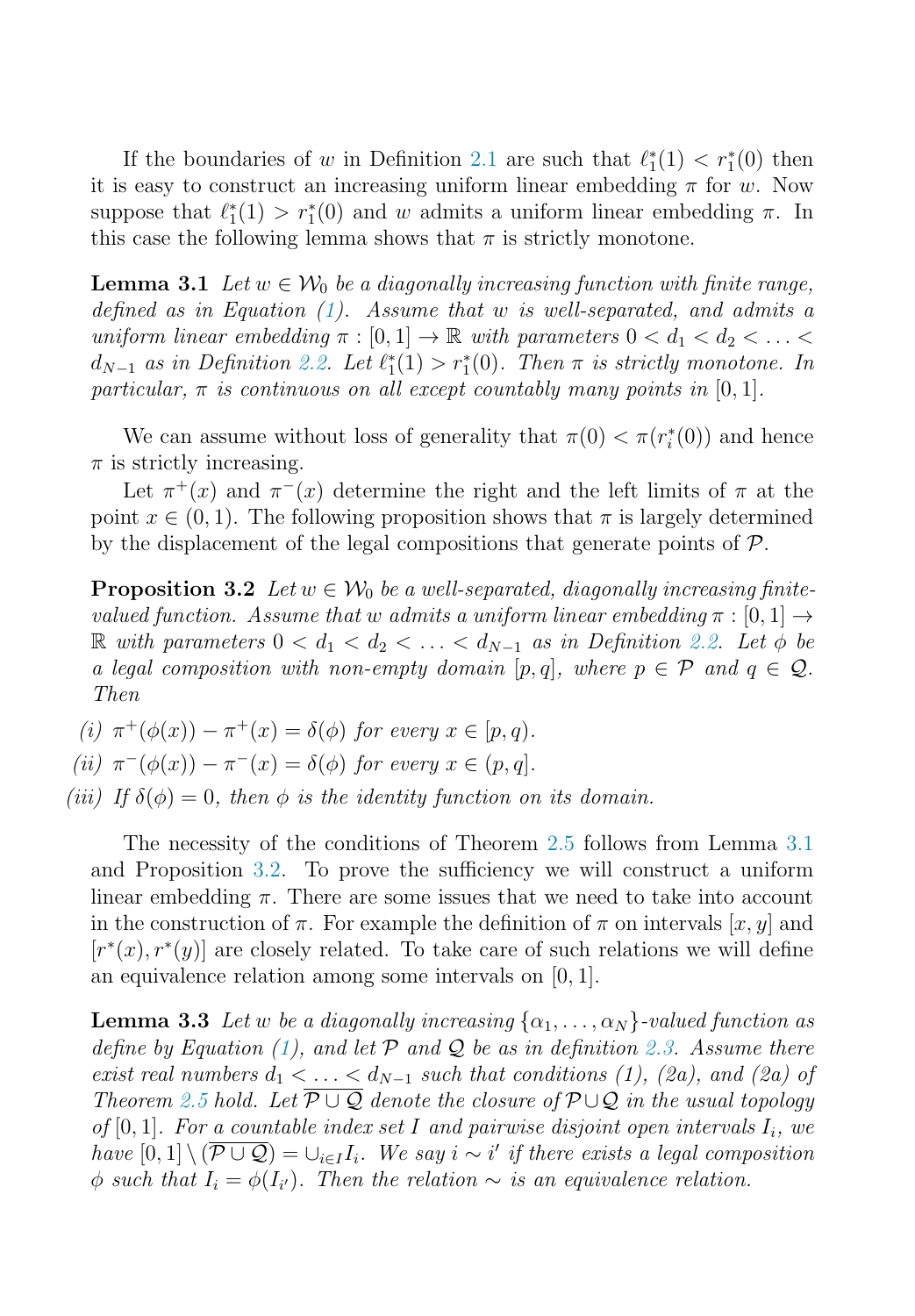If the boundaries of $w$ in Definition 2.1 are such that $\ell_1^*(1) < r_1^*(0)$ then it is easy to construct an increasing uniform linear embedding $\pi$ for $w$. Now suppose that $\ell_1^*(1) > r_1^*(0)$ and $w$ admits a uniform linear embedding $\pi$. In this case the following lemma shows that $\pi$ is strictly monotone.

**Lemma 3.1** *Let $w \in \mathcal{W}_0$ be a diagonally increasing function with finite range, defined as in Equation (1). Assume that $w$ is well-separated, and admits a uniform linear embedding $\pi : [0,1] \to \mathbb{R}$ with parameters $0 < d_1 < d_2 < \ldots < d_{N-1}$ as in Definition 2.2. Let $\ell_1^*(1) > r_1^*(0)$. Then $\pi$ is strictly monotone. In particular, $\pi$ is continuous on all except countably many points in $[0,1]$.*

We can assume without loss of generality that $\pi(0) < \pi(r_i^*(0))$ and hence $\pi$ is strictly increasing.

Let $\pi^+(x)$ and $\pi^-(x)$ determine the right and the left limits of $\pi$ at the point $x \in (0,1)$. The following proposition shows that $\pi$ is largely determined by the displacement of the legal compositions that generate points of $\mathcal{P}$.

**Proposition 3.2** *Let $w \in \mathcal{W}_0$ be a well-separated, diagonally increasing finite-valued function. Assume that $w$ admits a uniform linear embedding $\pi : [0,1] \to \mathbb{R}$ with parameters $0 < d_1 < d_2 < \ldots < d_{N-1}$ as in Definition 2.2. Let $\phi$ be a legal composition with non-empty domain $[p,q]$, where $p \in \mathcal{P}$ and $q \in \mathcal{Q}$. Then*

*(i) $\pi^+(\phi(x)) - \pi^+(x) = \delta(\phi)$ for every $x \in [p,q)$.*

*(ii) $\pi^-(\phi(x)) - \pi^-(x) = \delta(\phi)$ for every $x \in (p,q]$.*

*(iii) If $\delta(\phi) = 0$, then $\phi$ is the identity function on its domain.*

The necessity of the conditions of Theorem 2.5 follows from Lemma 3.1 and Proposition 3.2. To prove the sufficiency we will construct a uniform linear embedding $\pi$. There are some issues that we need to take into account in the construction of $\pi$. For example the definition of $\pi$ on intervals $[x,y]$ and $[r^*(x), r^*(y)]$ are closely related. To take care of such relations we will define an equivalence relation among some intervals on $[0,1]$.

**Lemma 3.3** *Let $w$ be a diagonally increasing $\{\alpha_1, \ldots, \alpha_N\}$-valued function as define by Equation (1), and let $\mathcal{P}$ and $\mathcal{Q}$ be as in definition 2.3. Assume there exist real numbers $d_1 < \ldots < d_{N-1}$ such that conditions (1), (2a), and (2a) of Theorem 2.5 hold. Let $\overline{\mathcal{P} \cup \mathcal{Q}}$ denote the closure of $\mathcal{P} \cup \mathcal{Q}$ in the usual topology of $[0,1]$. For a countable index set $I$ and pairwise disjoint open intervals $I_i$, we have $[0,1] \setminus (\overline{\mathcal{P} \cup \mathcal{Q}}) = \cup_{i \in I} I_i$. We say $i \sim i'$ if there exists a legal composition $\phi$ such that $I_i = \phi(I_{i'})$. Then the relation $\sim$ is an equivalence relation.*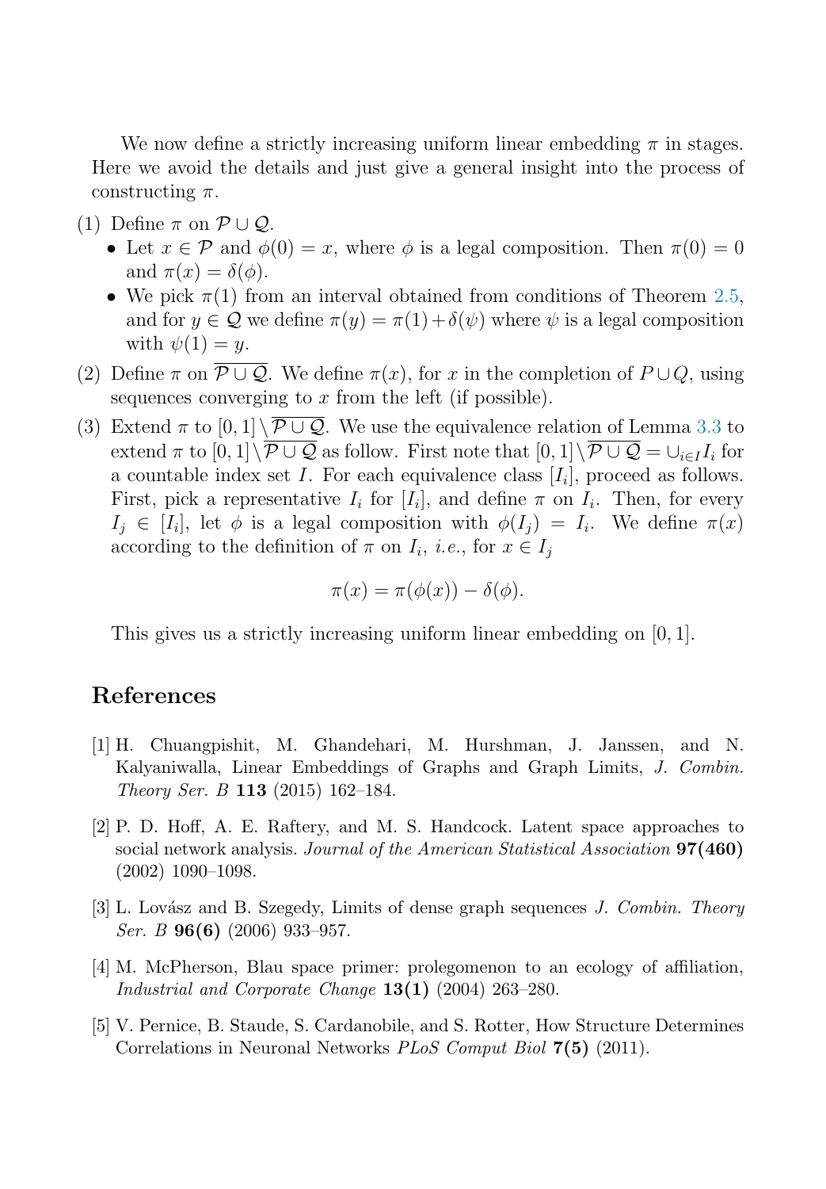We now define a strictly increasing uniform linear embedding $\pi$ in stages. Here we avoid the details and just give a general insight into the process of constructing $\pi$.

(1) Define $\pi$ on $\mathcal{P} \cup \mathcal{Q}$.
   - Let $x \in \mathcal{P}$ and $\phi(0) = x$, where $\phi$ is a legal composition. Then $\pi(0) = 0$ and $\pi(x) = \delta(\phi)$.
   - We pick $\pi(1)$ from an interval obtained from conditions of Theorem 2.5, and for $y \in \mathcal{Q}$ we define $\pi(y) = \pi(1) + \delta(\psi)$ where $\psi$ is a legal composition with $\psi(1) = y$.

(2) Define $\pi$ on $\overline{\mathcal{P} \cup \mathcal{Q}}$. We define $\pi(x)$, for $x$ in the completion of $P \cup Q$, using sequences converging to $x$ from the left (if possible).

(3) Extend $\pi$ to $[0,1] \setminus \overline{\mathcal{P} \cup \mathcal{Q}}$. We use the equivalence relation of Lemma 3.3 to extend $\pi$ to $[0,1] \setminus \overline{\mathcal{P} \cup \mathcal{Q}}$ as follow. First note that $[0,1] \setminus \overline{\mathcal{P} \cup \mathcal{Q}} = \cup_{i \in I} I_i$ for a countable index set $I$. For each equivalence class $[I_i]$, proceed as follows. First, pick a representative $I_i$ for $[I_i]$, and define $\pi$ on $I_i$. Then, for every $I_j \in [I_i]$, let $\phi$ is a legal composition with $\phi(I_j) = I_i$. We define $\pi(x)$ according to the definition of $\pi$ on $I_i$, *i.e.*, for $x \in I_j$

$$\pi(x) = \pi(\phi(x)) - \delta(\phi).$$

This gives us a strictly increasing uniform linear embedding on $[0,1]$.

## References

[1] H. Chuangpishit, M. Ghandehari, M. Hurshman, J. Janssen, and N. Kalyaniwalla, Linear Embeddings of Graphs and Graph Limits, *J. Combin. Theory Ser. B* **113** (2015) 162–184.

[2] P. D. Hoff, A. E. Raftery, and M. S. Handcock. Latent space approaches to social network analysis. *Journal of the American Statistical Association* **97(460)** (2002) 1090–1098.

[3] L. Lovász and B. Szegedy, Limits of dense graph sequences *J. Combin. Theory Ser. B* **96(6)** (2006) 933–957.

[4] M. McPherson, Blau space primer: prolegomenon to an ecology of affiliation, *Industrial and Corporate Change* **13(1)** (2004) 263–280.

[5] V. Pernice, B. Staude, S. Cardanobile, and S. Rotter, How Structure Determines Correlations in Neuronal Networks *PLoS Comput Biol* **7(5)** (2011).